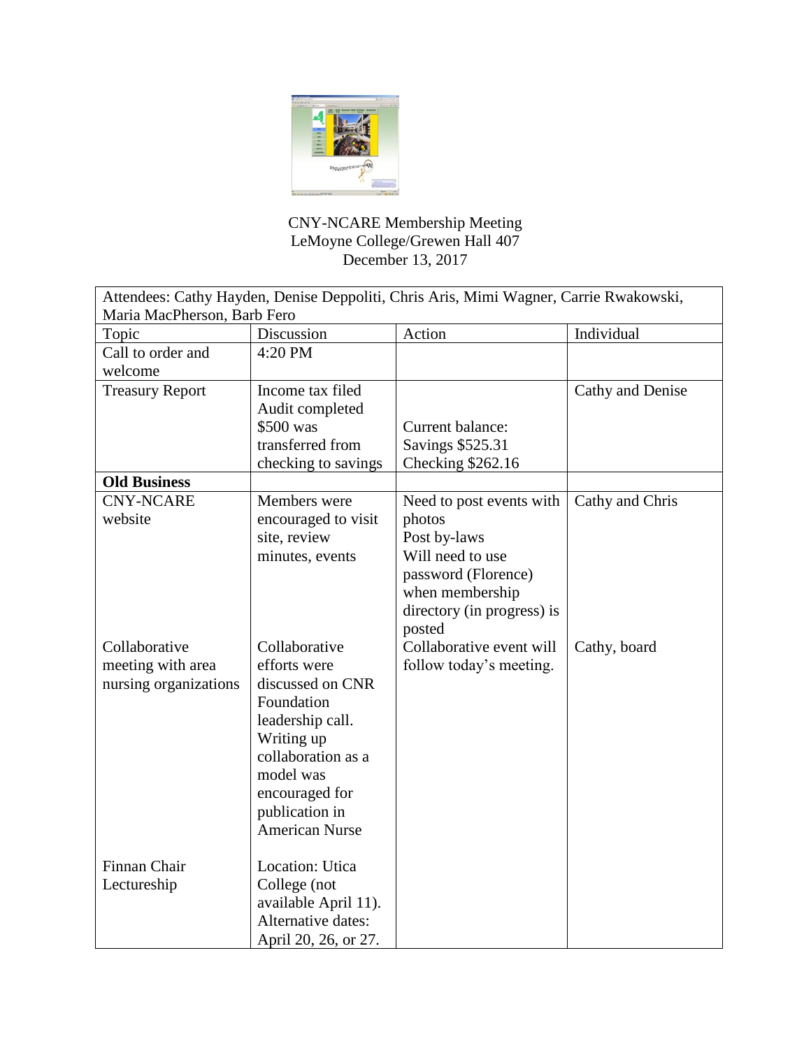CNY-NCARE Membership Meeting
LeMoyne College/Grewen Hall 407
December 13, 2017

| Attendees: Cathy Hayden, Denise Deppoliti, Chris Aris, Mimi Wagner, Carrie Rwakowski, Maria MacPherson, Barb Fero | | | |
|---|---|---|---|
| Topic | Discussion | Action | Individual |
| Call to order and welcome | 4:20 PM | | |
| Treasury Report | Income tax filed<br>Audit completed<br>$500 was transferred from checking to savings | Current balance:<br>Savings $525.31<br>Checking $262.16 | Cathy and Denise |
| **Old Business** | | | |
| CNY-NCARE website | Members were encouraged to visit site, review minutes, events | Need to post events with photos<br>Post by-laws<br>Will need to use password (Florence) when membership directory (in progress) is posted | Cathy and Chris |
| Collaborative meeting with area nursing organizations | Collaborative efforts were discussed on CNR Foundation leadership call. Writing up collaboration as a model was encouraged for publication in American Nurse | Collaborative event will follow today's meeting. | Cathy, board |
| Finnan Chair Lectureship | Location: Utica College (not available April 11). Alternative dates: April 20, 26, or 27. | | |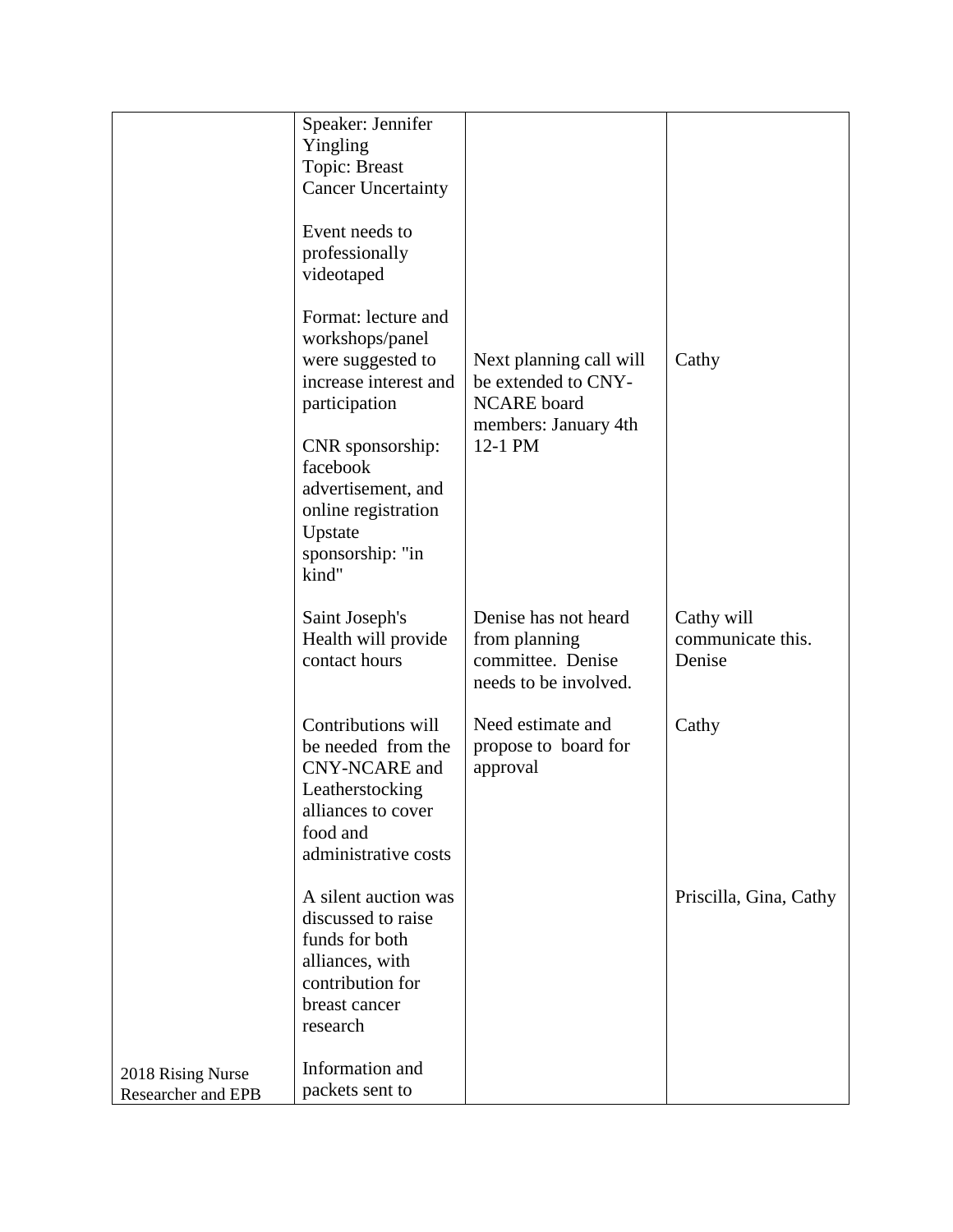| | | | |
|---|---|---|---|
| | Speaker: Jennifer Yingling<br>Topic: Breast Cancer Uncertainty<br><br>Event needs to professionally videotaped<br><br>Format: lecture and workshops/panel were suggested to increase interest and participation<br><br>CNR sponsorship: facebook advertisement, and online registration<br>Upstate sponsorship: "in kind" | Next planning call will be extended to CNY-NCARE board members: January 4th 12-1 PM | Cathy |
| | Saint Joseph's Health will provide contact hours | Denise has not heard from planning committee. Denise needs to be involved. | Cathy will communicate this. Denise |
| | Contributions will be needed from the CNY-NCARE and Leatherstocking alliances to cover food and administrative costs | Need estimate and propose to board for approval | Cathy |
| | A silent auction was discussed to raise funds for both alliances, with contribution for breast cancer research | | Priscilla, Gina, Cathy |
| 2018 Rising Nurse Researcher and EPB | Information and packets sent to | | |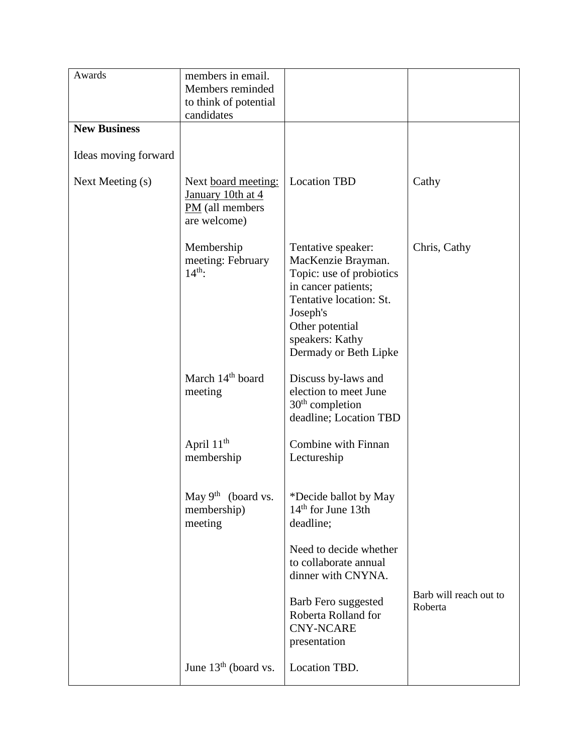| Awards | members in email. Members reminded to think of potential candidates | | |
|---|---|---|---|
| **New Business**<br><br>Ideas moving forward<br><br>Next Meeting (s) | Next board meeting: January 10th at 4 PM (all members are welcome) | Location TBD | Cathy |
| | Membership meeting: February 14th: | Tentative speaker: MacKenzie Brayman. Topic: use of probiotics in cancer patients; Tentative location: St. Joseph's<br>Other potential speakers: Kathy Dermady or Beth Lipke | Chris, Cathy |
| | March 14th board meeting | Discuss by-laws and election to meet June 30th completion deadline; Location TBD | |
| | April 11th membership | Combine with Finnan Lectureship | |
| | May 9th (board vs. membership) meeting | *Decide ballot by May 14th for June 13th deadline;<br><br>Need to decide whether to collaborate annual dinner with CNYNA.<br><br>Barb Fero suggested Roberta Rolland for CNY-NCARE presentation | Barb will reach out to Roberta |
| | June 13th (board vs. | Location TBD. | |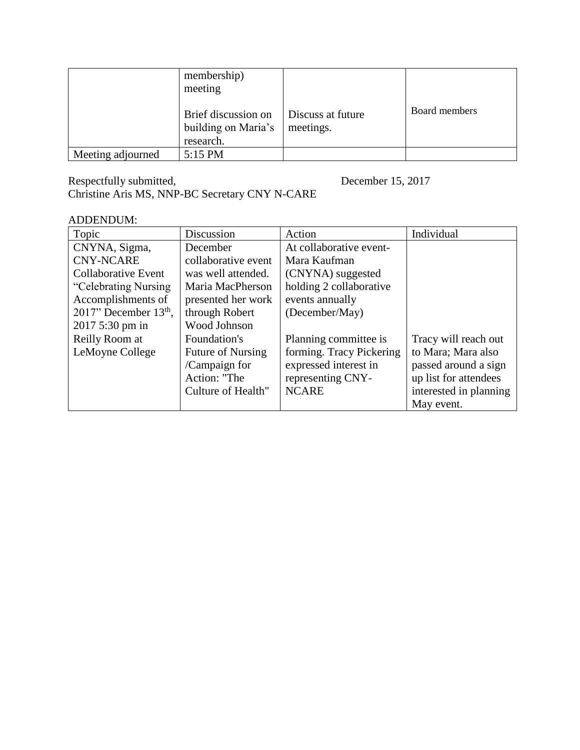| | | | |
|---|---|---|---|
| | membership) meeting<br><br>Brief discussion on building on Maria's research. | Discuss at future meetings. | Board members |
| Meeting adjourned | 5:15 PM | | |

Respectfully submitted, December 15, 2017
Christine Aris MS, NNP-BC Secretary CNY N-CARE

ADDENDUM:

| Topic | Discussion | Action | Individual |
|---|---|---|---|
| CNYNA, Sigma, CNY-NCARE Collaborative Event "Celebrating Nursing Accomplishments of 2017" December 13th, 2017 5:30 pm in Reilly Room at LeMoyne College | December collaborative event was well attended. Maria MacPherson presented her work through Robert Wood Johnson Foundation's Future of Nursing /Campaign for Action: "The Culture of Health" | At collaborative event- Mara Kaufman (CNYNA) suggested holding 2 collaborative events annually (December/May)<br><br>Planning committee is forming. Tracy Pickering expressed interest in representing CNY-NCARE | <br><br><br><br><br><br>Tracy will reach out to Mara; Mara also passed around a sign up list for attendees interested in planning May event. |